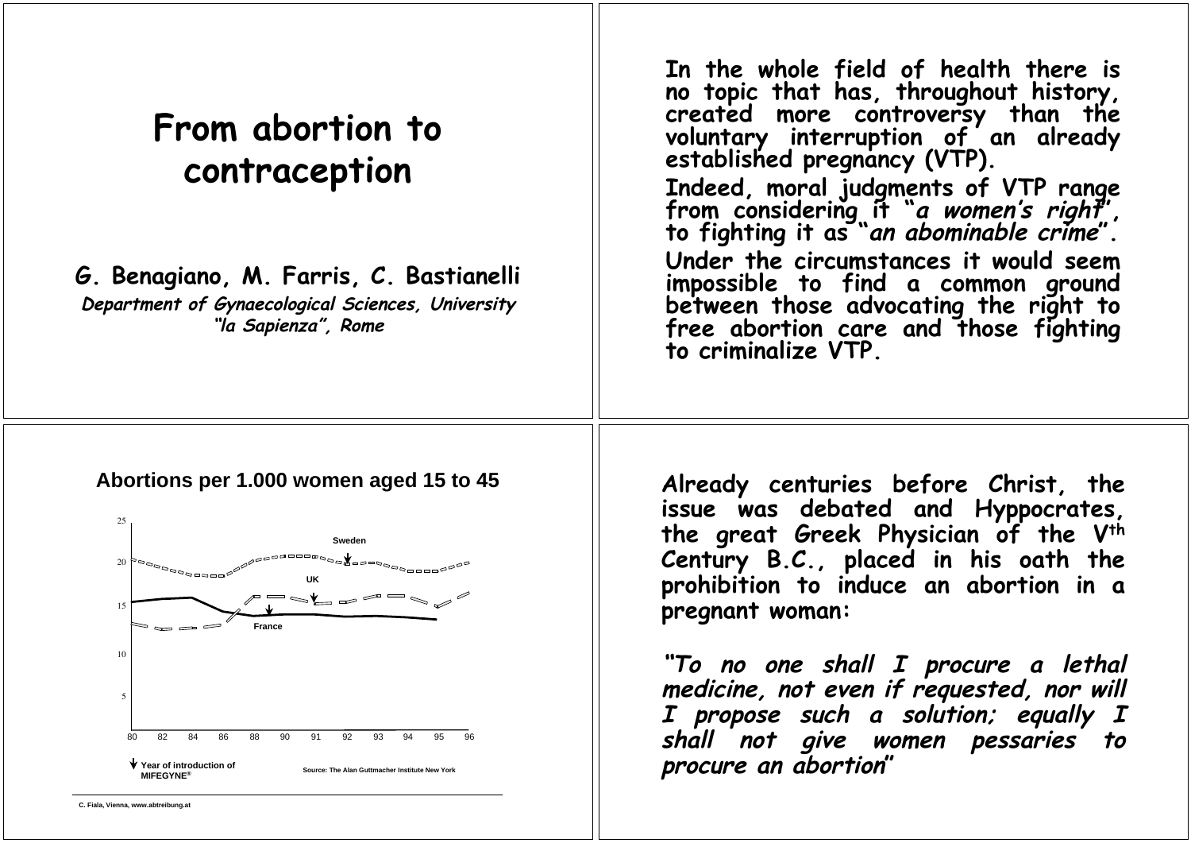# From abortion to contraception

**G. Benagiano, M. Farris, C. Bastianelli**

*Department of Gynaecological Sciences, University "la Sapienza", Rome*

**In the whole field of health there is no topic that has, throughout history, created more controversy than the voluntary interruption of an already established pregnancy (VTP).**

**Indeed, moral judgments of VTP range from considering it "*a women's right*", to fighting it as "*an abominable crime*".**

**Under the circumstances it would seem impossible to find a common ground between those advocating the right to free abortion care and those fighting to criminalize VTP.**

## Abortions per 1.000 women aged 15 to 45

Sweden

UK

France

80 82 84 86 88 90 91 92 93 94 95 96

↓ Year of introduction of MIFEGYNE®

Source: The Alan Guttmacher Institute New York

C. Fiala, Vienna, www.abtreibung.at

**Already centuries before Christ, the issue was debated and Hyppocrates, the great Greek Physician of the V^th^ Century B.C., placed in his oath the prohibition to induce an abortion in a pregnant woman:**

***"To no one shall I procure a lethal medicine, not even if requested, nor will I propose such a solution; equally I shall not give women pessaries to procure an abortion"***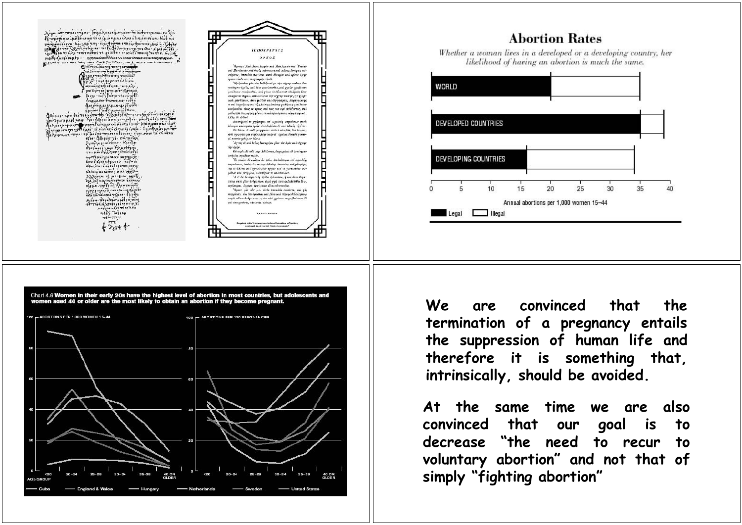## Abortion Rates

*Whether a woman lives in a developed or a developing country, her likelihood of having an abortion is much the same.*

| | Legal | Illegal |
|---|---|---|
| WORLD | 20 | 35 |
| DEVELOPED COUNTRIES | 35 | 39 |
| DEVELOPING COUNTRIES | 16 | 34 |

Annual abortions per 1,000 women 15–44

Legal / Illegal

Chart 4.6 **Women in their early 20s have the highest level of abortion in most countries, but adolescents and women aged 40 or older are the most likely to obtain an abortion if they become pregnant.**

ABORTIONS PER 1,000 WOMEN 15-44

ABORTIONS PER 100 PREGNANCIES

AGE GROUP: <20, 20–24, 25–29, 30–34, 35–39, 40 OR OLDER

Cuba, England & Wales, Hungary, Netherlands, Sweden, United States

**We are convinced that the termination of a pregnancy entails the suppression of human life and therefore it is something that, intrinsically, should be avoided.**

**At the same time we are also convinced that our goal is to decrease "the need to recur to voluntary abortion" and not that of simply "fighting abortion"**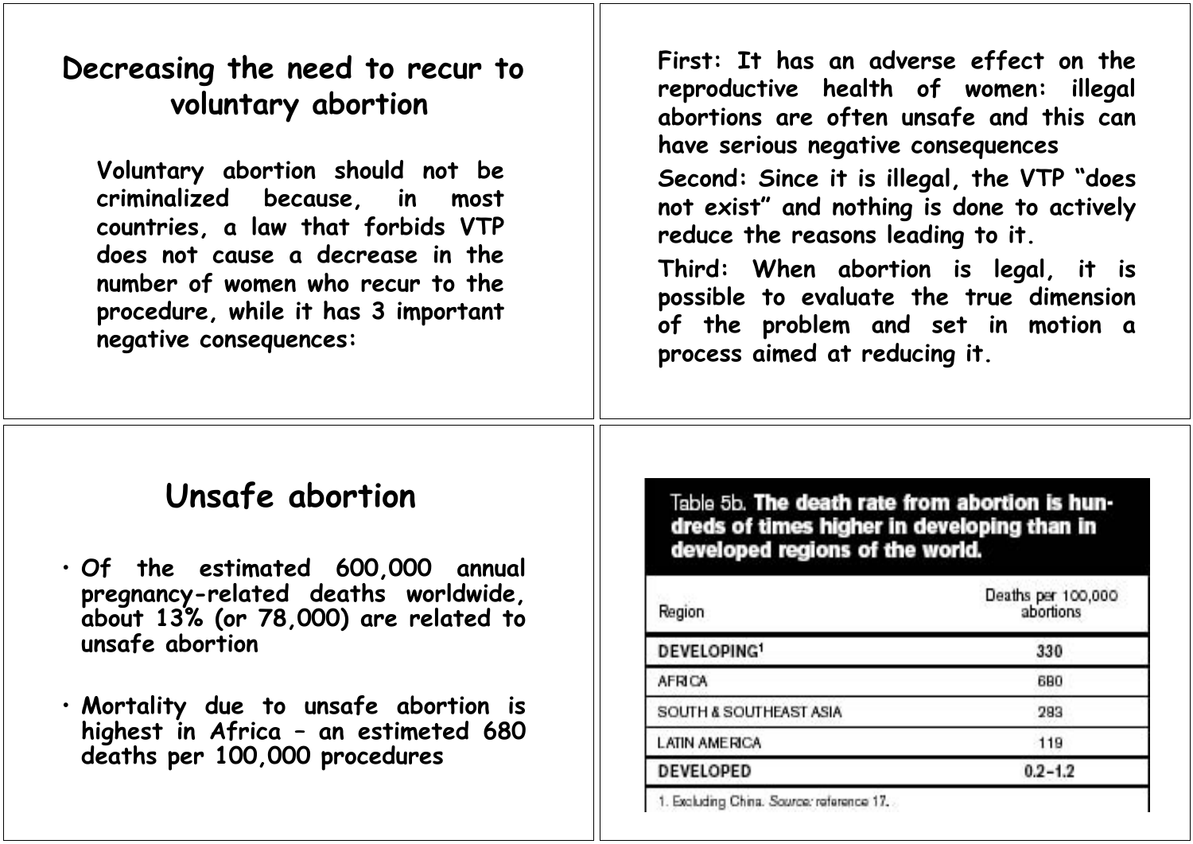# Decreasing the need to recur to voluntary abortion

**Voluntary abortion should not be criminalized because, in most countries, a law that forbids VTP does not cause a decrease in the number of women who recur to the procedure, while it has 3 important negative consequences:**

**First: It has an adverse effect on the reproductive health of women: illegal abortions are often unsafe and this can have serious negative consequences**

**Second: Since it is illegal, the VTP "does not exist" and nothing is done to actively reduce the reasons leading to it.**

**Third: When abortion is legal, it is possible to evaluate the true dimension of the problem and set in motion a process aimed at reducing it.**

# Unsafe abortion

- **Of the estimated 600,000 annual pregnancy-related deaths worldwide, about 13% (or 78,000) are related to unsafe abortion**
- **Mortality due to unsafe abortion is highest in Africa – an estimeted 680 deaths per 100,000 procedures**

Table 5b. **The death rate from abortion is hundreds of times higher in developing than in developed regions of the world.**

| Region | Deaths per 100,000 abortions |
|---|---|
| **DEVELOPING**[1] | 330 |
| AFRICA | 680 |
| SOUTH & SOUTHEAST ASIA | 283 |
| LATIN AMERICA | 119 |
| **DEVELOPED** | 0.2–1.2 |

1. Excluding China. Source: reference 17.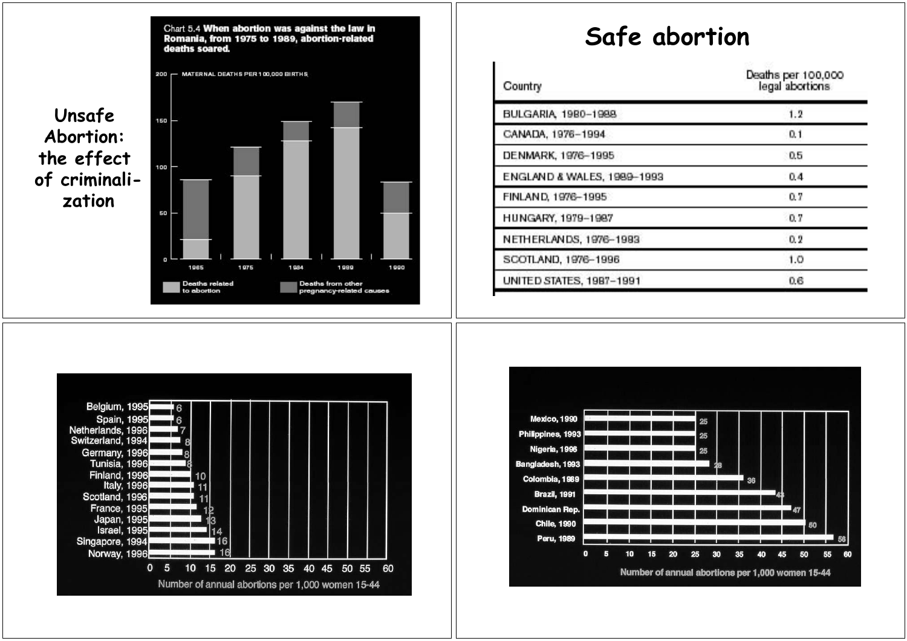## Unsafe Abortion: the effect of criminalization

**Chart 5.4 When abortion was against the law in Romania, from 1975 to 1989, abortion-related deaths soared.**

MATERNAL DEATHS PER 100,000 BIRTHS

Deaths related to abortion | Deaths from other pregnancy-related causes

1965 | 1975 | 1984 | 1989 | 1990

## Safe abortion

| Country | Deaths per 100,000 legal abortions |
|---|---|
| BULGARIA, 1980–1988 | 1.2 |
| CANADA, 1976–1994 | 0.1 |
| DENMARK, 1976–1995 | 0.5 |
| ENGLAND & WALES, 1989–1993 | 0.4 |
| FINLAND, 1976–1995 | 0.7 |
| HUNGARY, 1979–1987 | 0.7 |
| NETHERLANDS, 1976–1993 | 0.2 |
| SCOTLAND, 1976–1996 | 1.0 |
| UNITED STATES, 1987–1991 | 0.6 |

| Country | Number of annual abortions per 1,000 women 15-44 |
|---|---|
| Belgium, 1995 | 6 |
| Spain, 1995 | 6 |
| Netherlands, 1996 | 7 |
| Switzerland, 1994 | 8 |
| Germany, 1996 | 8 |
| Tunisia, 1996 | 8 |
| Finland, 1996 | 10 |
| Italy, 1996 | 11 |
| Scotland, 1996 | 11 |
| France, 1995 | 12 |
| Japan, 1995 | 13 |
| Israel, 1995 | 14 |
| Singapore, 1994 | 16 |
| Norway, 1996 | 16 |

| Country | Number of annual abortions per 1,000 women 15-44 |
|---|---|
| Mexico, 1990 | 25 |
| Philippines, 1993 | 25 |
| Nigeria, 1996 | 25 |
| Bangladesh, 1993 | 28 |
| Colombia, 1989 | 36 |
| Brazil, 1991 | 43 |
| Dominican Rep. | 47 |
| Chile, 1990 | 50 |
| Peru, 1989 | 56 |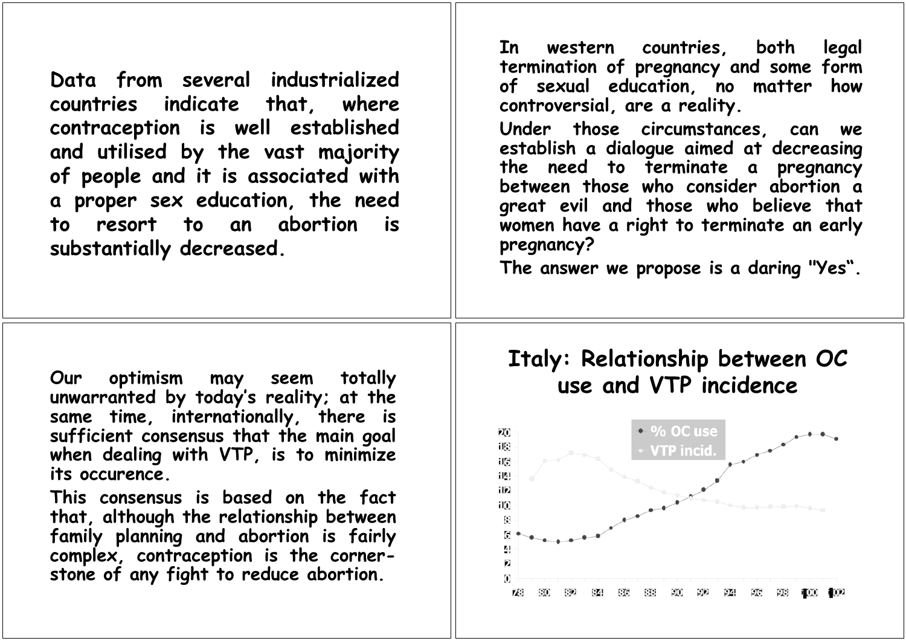Data from several industrialized countries indicate that, where contraception is well established and utilised by the vast majority of people and it is associated with a proper sex education, the need to resort to an abortion is substantially decreased.

In western countries, both legal termination of pregnancy and some form of sexual education, no matter how controversial, are a reality.

Under those circumstances, can we establish a dialogue aimed at decreasing the need to terminate a pregnancy between those who consider abortion a great evil and those who believe that women have a right to terminate an early pregnancy?

The answer we propose is a daring "Yes".

Our optimism may seem totally unwarranted by today's reality; at the same time, internationally, there is sufficient consensus that the main goal when dealing with VTP, is to minimize its occurence.

This consensus is based on the fact that, although the relationship between family planning and abortion is fairly complex, contraception is the corner-stone of any fight to reduce abortion.

## Italy: Relationship between OC use and VTP incidence

Legend: % OC use; VTP incid.

Y-axis: 0, 2, 4, 6, 8, 10, 12, 14, 16, 18, 20

X-axis: 78, 80, 82, 84, 86, 88, 90, 92, 94, 96, 98, 100, 102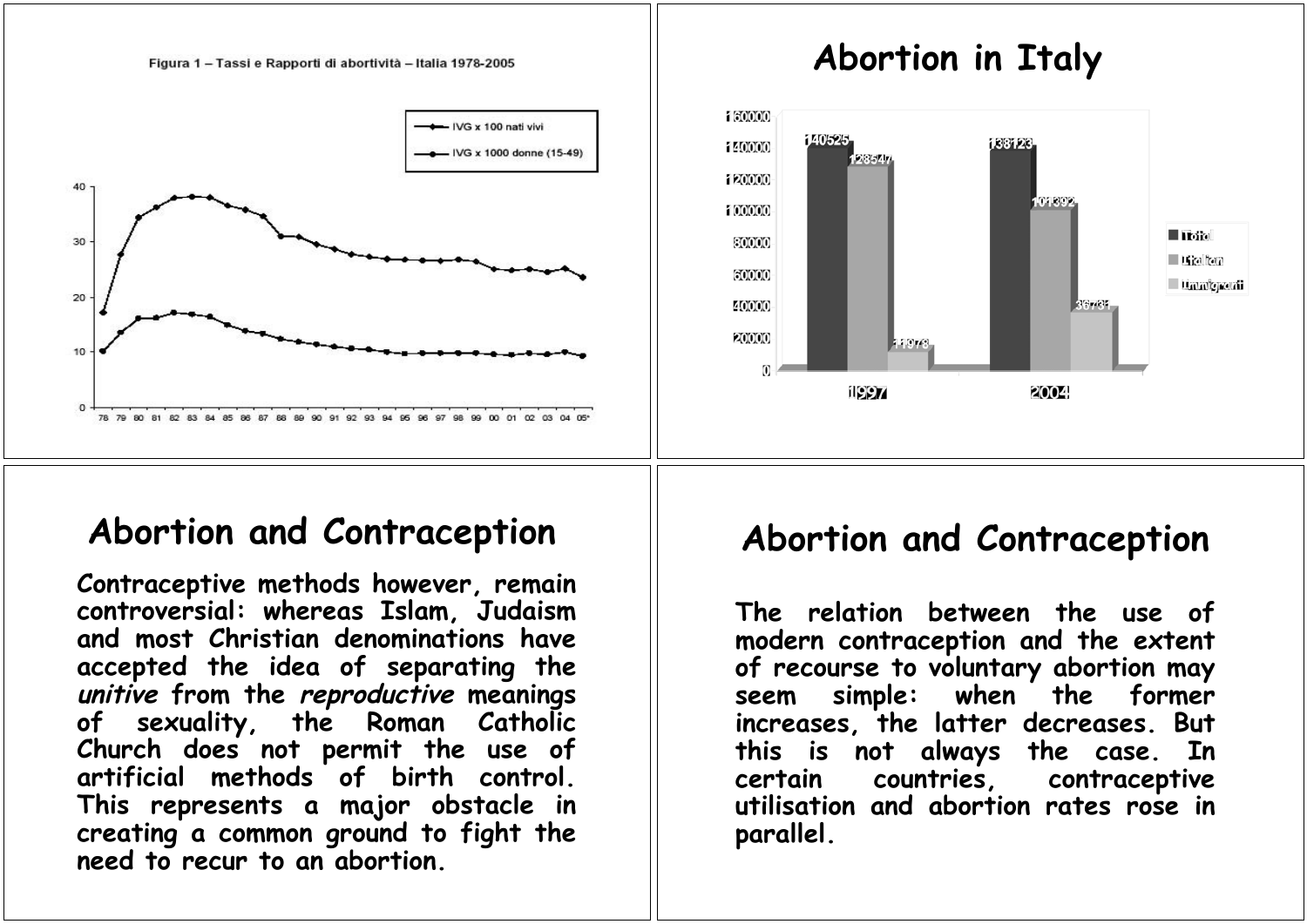Figura 1 – Tassi e Rapporti di abortività – Italia 1978-2005

- IVG x 100 nati vivi
- IVG x 1000 donne (15-49)

# Abortion in Italy

| | 1997 | 2004 |
|---|---|---|
| Total | 140525 | 138123 |
| Italian | 128547 | 101392 |
| Immigrant | 11978 | 36731 |

# Abortion and Contraception

Contraceptive methods however, remain controversial: whereas Islam, Judaism and most Christian denominations have accepted the idea of separating the *unitive* from the *reproductive* meanings of sexuality, the Roman Catholic Church does not permit the use of artificial methods of birth control. This represents a major obstacle in creating a common ground to fight the need to recur to an abortion.

# Abortion and Contraception

The relation between the use of modern contraception and the extent of recourse to voluntary abortion may seem simple: when the former increases, the latter decreases. But this is not always the case. In certain countries, contraceptive utilisation and abortion rates rose in parallel.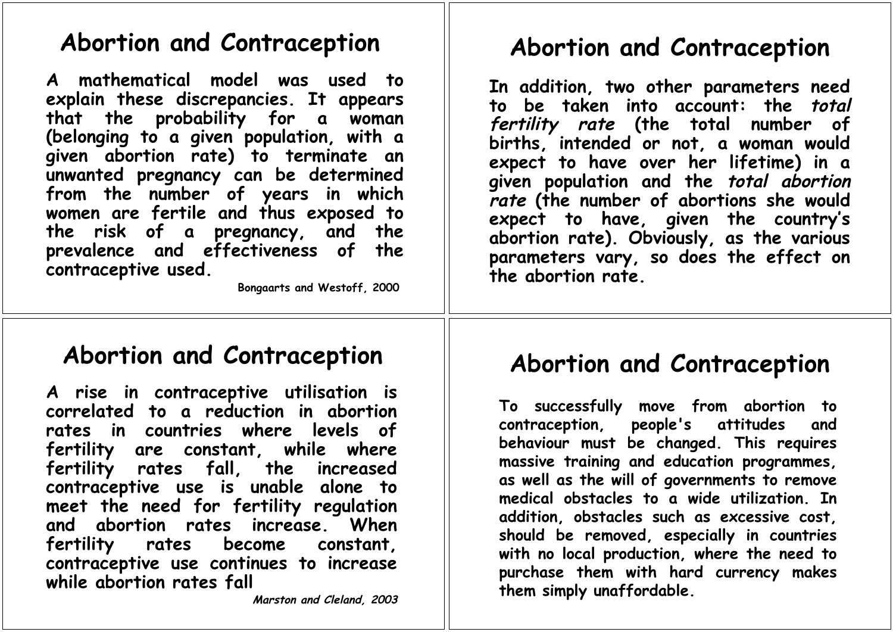## Abortion and Contraception

A mathematical model was used to explain these discrepancies. It appears that the probability for a woman (belonging to a given population, with a given abortion rate) to terminate an unwanted pregnancy can be determined from the number of years in which women are fertile and thus exposed to the risk of a pregnancy, and the prevalence and effectiveness of the contraceptive used.

Bongaarts and Westoff, 2000

## Abortion and Contraception

In addition, two other parameters need to be taken into account: the *total fertility rate* (the total number of births, intended or not, a woman would expect to have over her lifetime) in a given population and the *total abortion rate* (the number of abortions she would expect to have, given the country's abortion rate). Obviously, as the various parameters vary, so does the effect on the abortion rate.

## Abortion and Contraception

A rise in contraceptive utilisation is correlated to a reduction in abortion rates in countries where levels of fertility are constant, while where fertility rates fall, the increased contraceptive use is unable alone to meet the need for fertility regulation and abortion rates increase. When fertility rates become constant, contraceptive use continues to increase while abortion rates fall

*Marston and Cleland, 2003*

## Abortion and Contraception

To successfully move from abortion to contraception, people's attitudes and behaviour must be changed. This requires massive training and education programmes, as well as the will of governments to remove medical obstacles to a wide utilization. In addition, obstacles such as excessive cost, should be removed, especially in countries with no local production, where the need to purchase them with hard currency makes them simply unaffordable.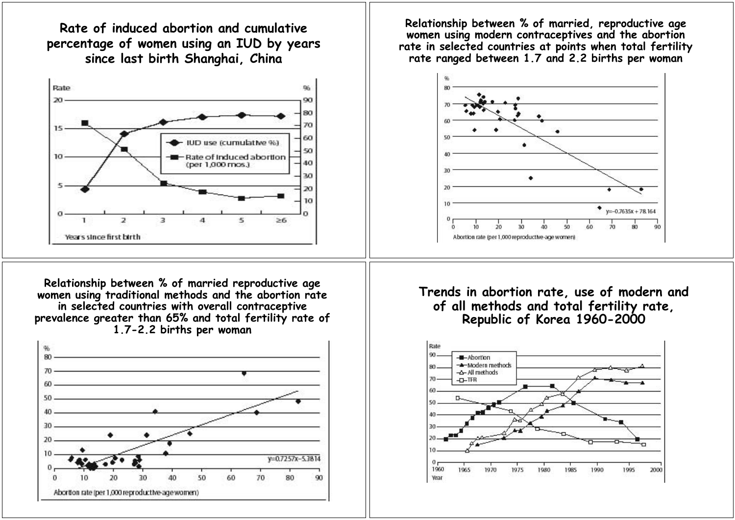## Rate of induced abortion and cumulative percentage of women using an IUD by years since last birth Shanghai, China

Rate | %

IUD use (cumulative %)

Rate of induced abortion (per 1,000 mos.)

Years since first birth

## Relationship between % of married, reproductive age women using modern contraceptives and the abortion rate in selected countries at points when total fertility rate ranged between 1.7 and 2.2 births per woman

$y = -0.7635x + 78.164$

Abortion rate (per 1,000 reproductive-age women)

## Relationship between % of married reproductive age women using traditional methods and the abortion rate in selected countries with overall contraceptive prevalence greater than 65% and total fertility rate of 1.7-2.2 births per woman

$y = 0.7257x - 5.3814$

Abortion rate (per 1,000 reproductive-age women)

## Trends in abortion rate, use of modern and of all methods and total fertility rate, Republic of Korea 1960-2000

Rate

Abortion

Modern methods

All methods

TFR

Year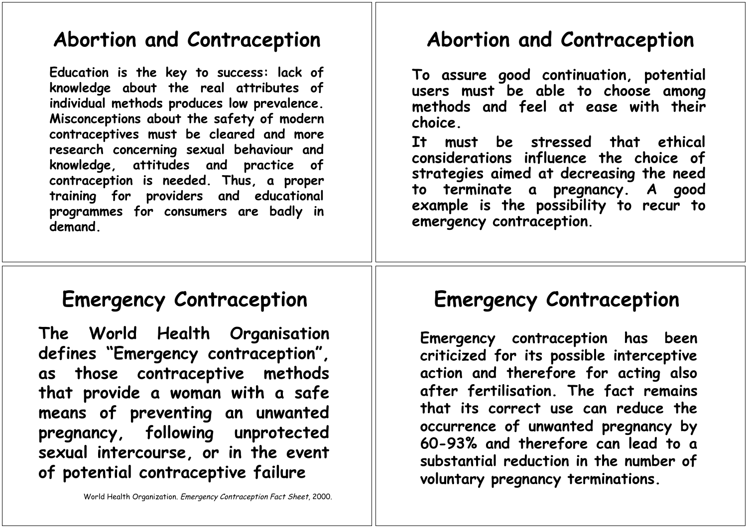## Abortion and Contraception

Education is the key to success: lack of knowledge about the real attributes of individual methods produces low prevalence. Misconceptions about the safety of modern contraceptives must be cleared and more research concerning sexual behaviour and knowledge, attitudes and practice of contraception is needed. Thus, a proper training for providers and educational programmes for consumers are badly in demand.

## Abortion and Contraception

To assure good continuation, potential users must be able to choose among methods and feel at ease with their choice.

It must be stressed that ethical considerations influence the choice of strategies aimed at decreasing the need to terminate a pregnancy. A good example is the possibility to recur to emergency contraception.

## Emergency Contraception

The World Health Organisation defines "Emergency contraception", as those contraceptive methods that provide a woman with a safe means of preventing an unwanted pregnancy, following unprotected sexual intercourse, or in the event of potential contraceptive failure

World Health Organization. *Emergency Contraception Fact Sheet*, 2000.

## Emergency Contraception

Emergency contraception has been criticized for its possible interceptive action and therefore for acting also after fertilisation. The fact remains that its correct use can reduce the occurrence of unwanted pregnancy by 60-93% and therefore can lead to a substantial reduction in the number of voluntary pregnancy terminations.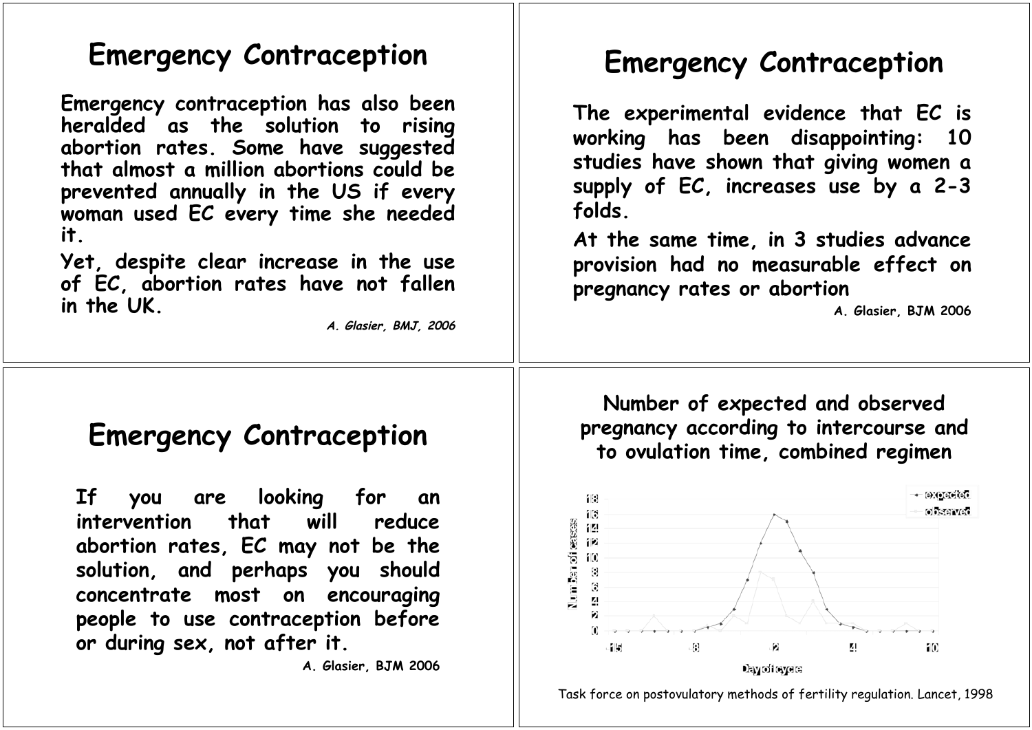# Emergency Contraception

Emergency contraception has also been heralded as the solution to rising abortion rates. Some have suggested that almost a million abortions could be prevented annually in the US if every woman used EC every time she needed it.

Yet, despite clear increase in the use of EC, abortion rates have not fallen in the UK.

*A. Glasier, BMJ, 2006*

# Emergency Contraception

The experimental evidence that EC is working has been disappointing: 10 studies have shown that giving women a supply of EC, increases use by a 2-3 folds.

At the same time, in 3 studies advance provision had no measurable effect on pregnancy rates or abortion

A. Glasier, BJM 2006

# Emergency Contraception

If you are looking for an intervention that will reduce abortion rates, EC may not be the solution, and perhaps you should concentrate most on encouraging people to use contraception before or during sex, not after it.

A. Glasier, BJM 2006

## Number of expected and observed pregnancy according to intercourse and to ovulation time, combined regimen

Task force on postovulatory methods of fertility regulation. Lancet, 1998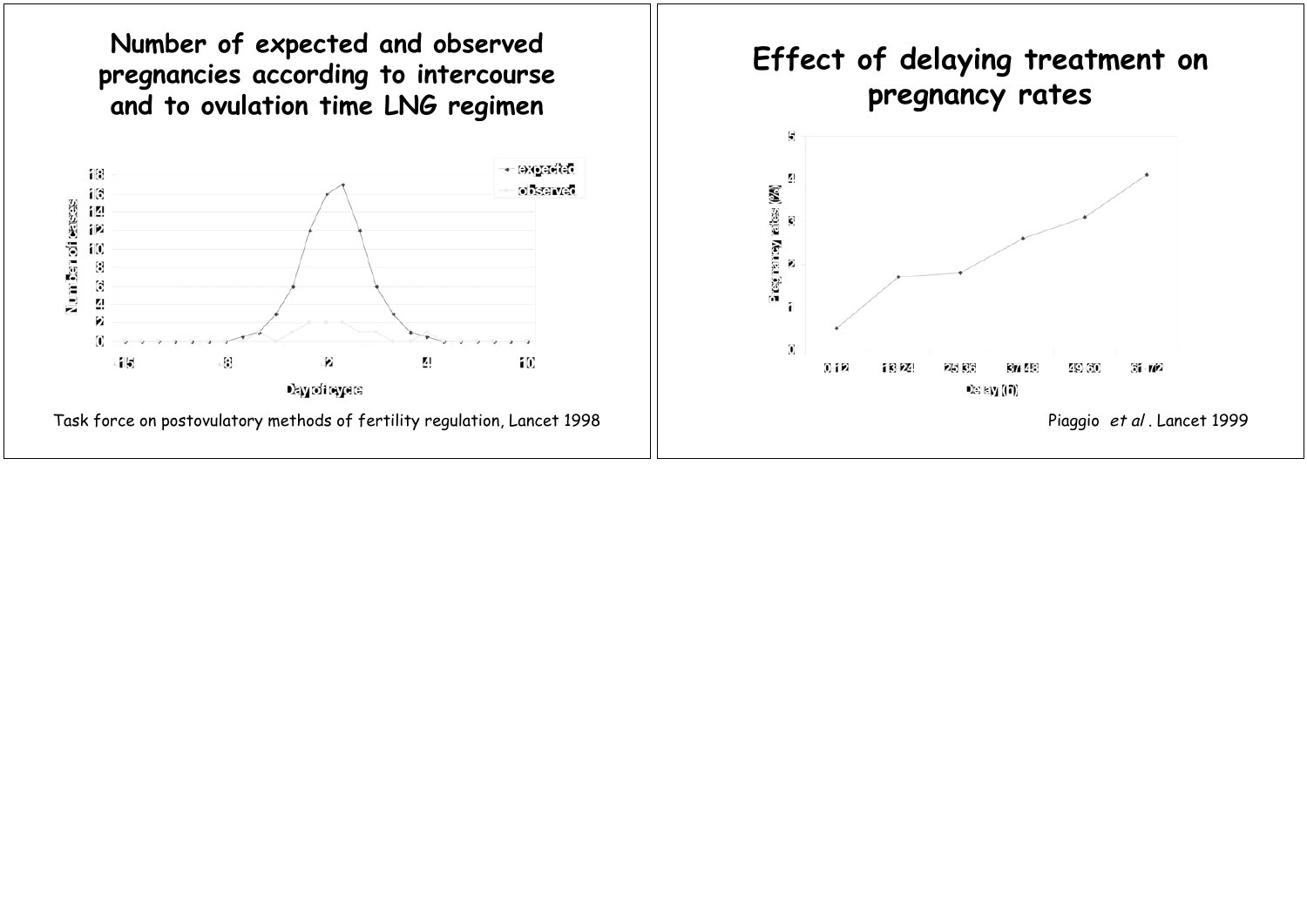## Number of expected and observed pregnancies according to intercourse and to ovulation time LNG regimen

expected

observed

Number of cases

0
2
4
6
8
10
12
14
16
18

-15
-8
-2
4
10

Day of cycle

Task force on postovulatory methods of fertility regulation, Lancet 1998

## Effect of delaying treatment on pregnancy rates

Pregnancy rates (%)

0
1
2
3
4
5

0-12
13-24
25-36
37-48
49-60
61-72

Delay (h)

Piaggio *et al*. Lancet 1999